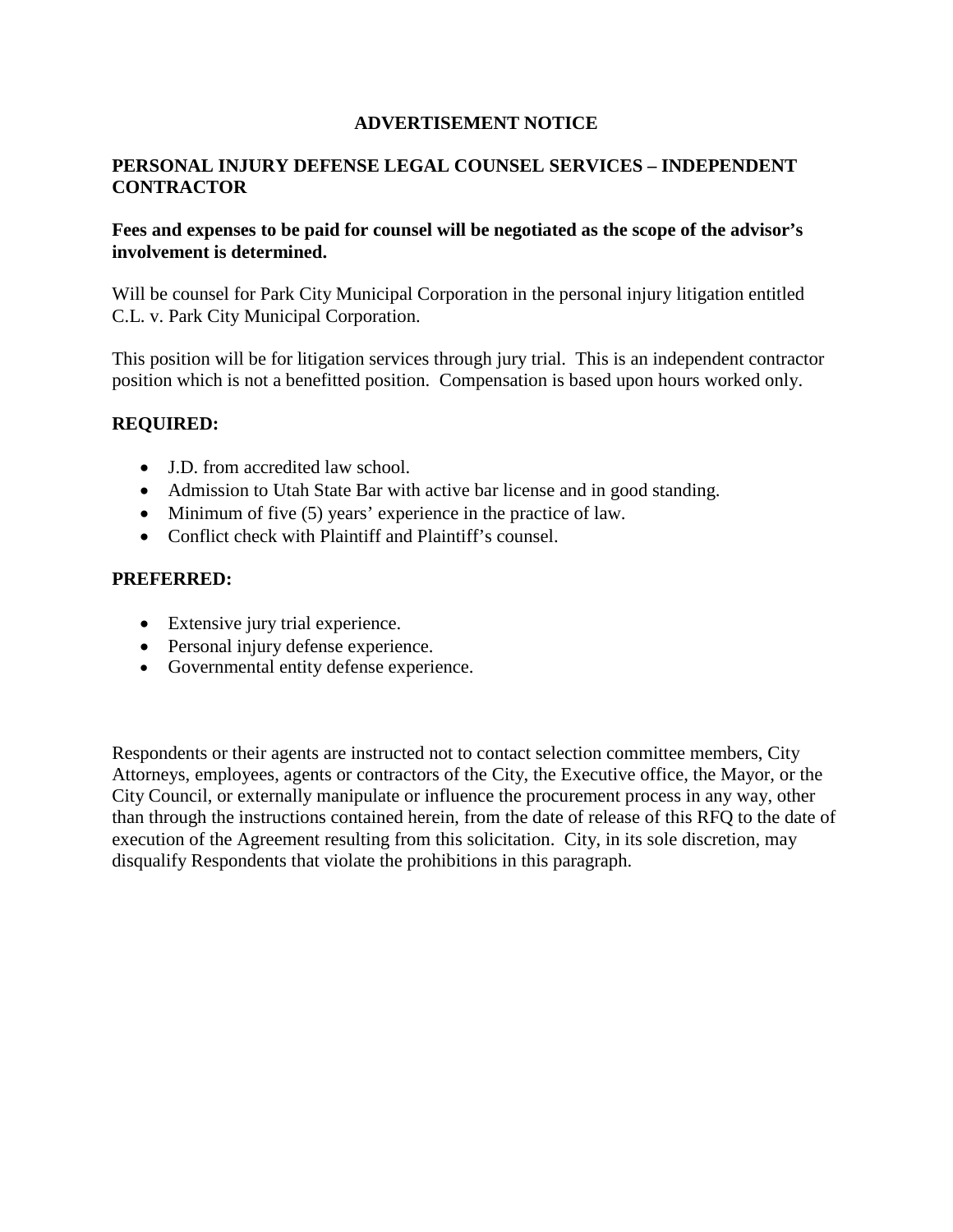# ADVERTISEMENT NOTICE

## PERSONAL INJURY DEFENSE LEGAL COUNSEL SERVICES – INDEPENDENT CONTRACTOR

**Fees and expenses to be paid for counsel will be negotiated as the scope of the advisor's involvement is determined.**

Will be counsel for Park City Municipal Corporation in the personal injury litigation entitled C.L. v. Park City Municipal Corporation.

This position will be for litigation services through jury trial. This is an independent contractor position which is not a benefitted position. Compensation is based upon hours worked only.

**REQUIRED:**

- J.D. from accredited law school.
- Admission to Utah State Bar with active bar license and in good standing.
- Minimum of five (5) years' experience in the practice of law.
- Conflict check with Plaintiff and Plaintiff's counsel.

**PREFERRED:**

- Extensive jury trial experience.
- Personal injury defense experience.
- Governmental entity defense experience.

Respondents or their agents are instructed not to contact selection committee members, City Attorneys, employees, agents or contractors of the City, the Executive office, the Mayor, or the City Council, or externally manipulate or influence the procurement process in any way, other than through the instructions contained herein, from the date of release of this RFQ to the date of execution of the Agreement resulting from this solicitation. City, in its sole discretion, may disqualify Respondents that violate the prohibitions in this paragraph.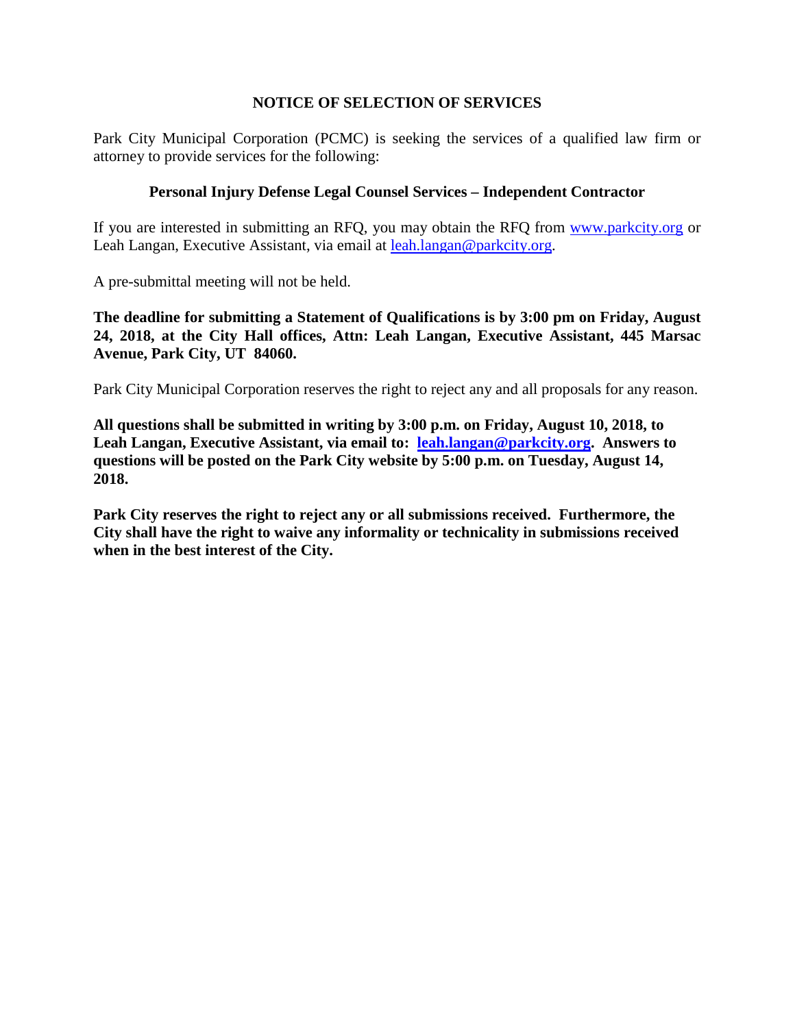## NOTICE OF SELECTION OF SERVICES

Park City Municipal Corporation (PCMC) is seeking the services of a qualified law firm or attorney to provide services for the following:

### Personal Injury Defense Legal Counsel Services – Independent Contractor

If you are interested in submitting an RFQ, you may obtain the RFQ from [www.parkcity.org](www.parkcity.org) or Leah Langan, Executive Assistant, via email at [leah.langan@parkcity.org](mailto:leah.langan@parkcity.org).

A pre-submittal meeting will not be held.

**The deadline for submitting a Statement of Qualifications is by 3:00 pm on Friday, August 24, 2018, at the City Hall offices, Attn: Leah Langan, Executive Assistant, 445 Marsac Avenue, Park City, UT 84060.**

Park City Municipal Corporation reserves the right to reject any and all proposals for any reason.

**All questions shall be submitted in writing by 3:00 p.m. on Friday, August 10, 2018, to Leah Langan, Executive Assistant, via email to: [leah.langan@parkcity.org](mailto:leah.langan@parkcity.org). Answers to questions will be posted on the Park City website by 5:00 p.m. on Tuesday, August 14, 2018.**

**Park City reserves the right to reject any or all submissions received. Furthermore, the City shall have the right to waive any informality or technicality in submissions received when in the best interest of the City.**